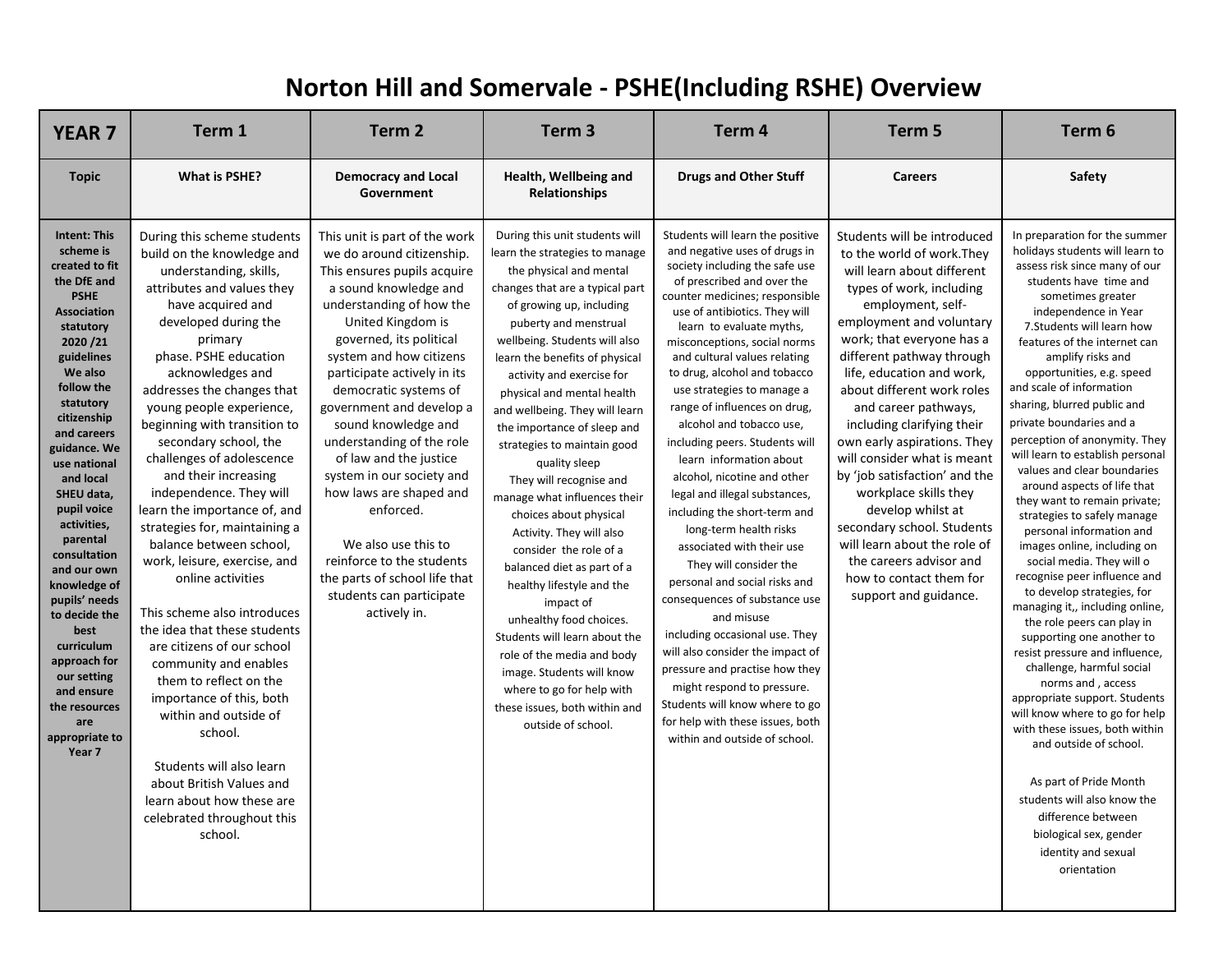# Norton Hill and Somervale - PSHE(Including RSHE) Overview

| YEAR 7 | Term 1 | Term 2 | Term 3 | Term 4 | Term 5 | Term 6 |
|---|---|---|---|---|---|---|
| **Topic** | **What is PSHE?** | **Democracy and Local Government** | **Health, Wellbeing and Relationships** | **Drugs and Other Stuff** | **Careers** | **Safety** |
| **Intent: This scheme is created to fit the DfE and PSHE Association statutory 2020 /21 guidelines We also follow the statutory citizenship and careers guidance. We use national and local SHEU data, pupil voice activities, parental consultation and our own knowledge of pupils' needs to decide the best curriculum approach for our setting and ensure the resources are appropriate to Year 7** | During this scheme students build on the knowledge and understanding, skills, attributes and values they have acquired and developed during the primary phase. PSHE education acknowledges and addresses the changes that young people experience, beginning with transition to secondary school, the challenges of adolescence and their increasing independence. They will learn the importance of, and strategies for, maintaining a balance between school, work, leisure, exercise, and online activities<br><br>This scheme also introduces the idea that these students are citizens of our school community and enables them to reflect on the importance of this, both within and outside of school.<br><br>Students will also learn about British Values and learn about how these are celebrated throughout this school. | This unit is part of the work we do around citizenship. This ensures pupils acquire a sound knowledge and understanding of how the United Kingdom is governed, its political system and how citizens participate actively in its democratic systems of government and develop a sound knowledge and understanding of the role of law and the justice system in our society and how laws are shaped and enforced.<br><br>We also use this to reinforce to the students the parts of school life that students can participate actively in. | During this unit students will learn the strategies to manage the physical and mental changes that are a typical part of growing up, including puberty and menstrual wellbeing. Students will also learn the benefits of physical activity and exercise for physical and mental health and wellbeing. They will learn the importance of sleep and strategies to maintain good quality sleep<br>They will recognise and manage what influences their choices about physical Activity. They will also consider the role of a balanced diet as part of a healthy lifestyle and the impact of unhealthy food choices. Students will learn about the role of the media and body image. Students will know where to go for help with these issues, both within and outside of school. | Students will learn the positive and negative uses of drugs in society including the safe use of prescribed and over the counter medicines; responsible use of antibiotics. They will learn to evaluate myths, misconceptions, social norms and cultural values relating to drug, alcohol and tobacco use strategies to manage a range of influences on drug, alcohol and tobacco use, including peers. Students will learn information about alcohol, nicotine and other legal and illegal substances, including the short-term and long-term health risks associated with their use<br>They will consider the personal and social risks and consequences of substance use and misuse including occasional use. They will also consider the impact of pressure and practise how they might respond to pressure. Students will know where to go for help with these issues, both within and outside of school. | Students will be introduced to the world of work.They will learn about different types of work, including employment, self-employment and voluntary work; that everyone has a different pathway through life, education and work, about different work roles and career pathways, including clarifying their own early aspirations. They will consider what is meant by 'job satisfaction' and the workplace skills they develop whilst at secondary school. Students will learn about the role of the careers advisor and how to contact them for support and guidance. | In preparation for the summer holidays students will learn to assess risk since many of our students have time and sometimes greater independence in Year 7.Students will learn how features of the internet can amplify risks and opportunities, e.g. speed and scale of information sharing, blurred public and private boundaries and a perception of anonymity. They will learn to establish personal values and clear boundaries around aspects of life that they want to remain private; strategies to safely manage personal information and images online, including on social media. They will o recognise peer influence and to develop strategies, for managing it,, including online, the role peers can play in supporting one another to resist pressure and influence, challenge, harmful social norms and , access appropriate support. Students will know where to go for help with these issues, both within and outside of school.<br><br>As part of Pride Month students will also know the difference between biological sex, gender identity and sexual orientation |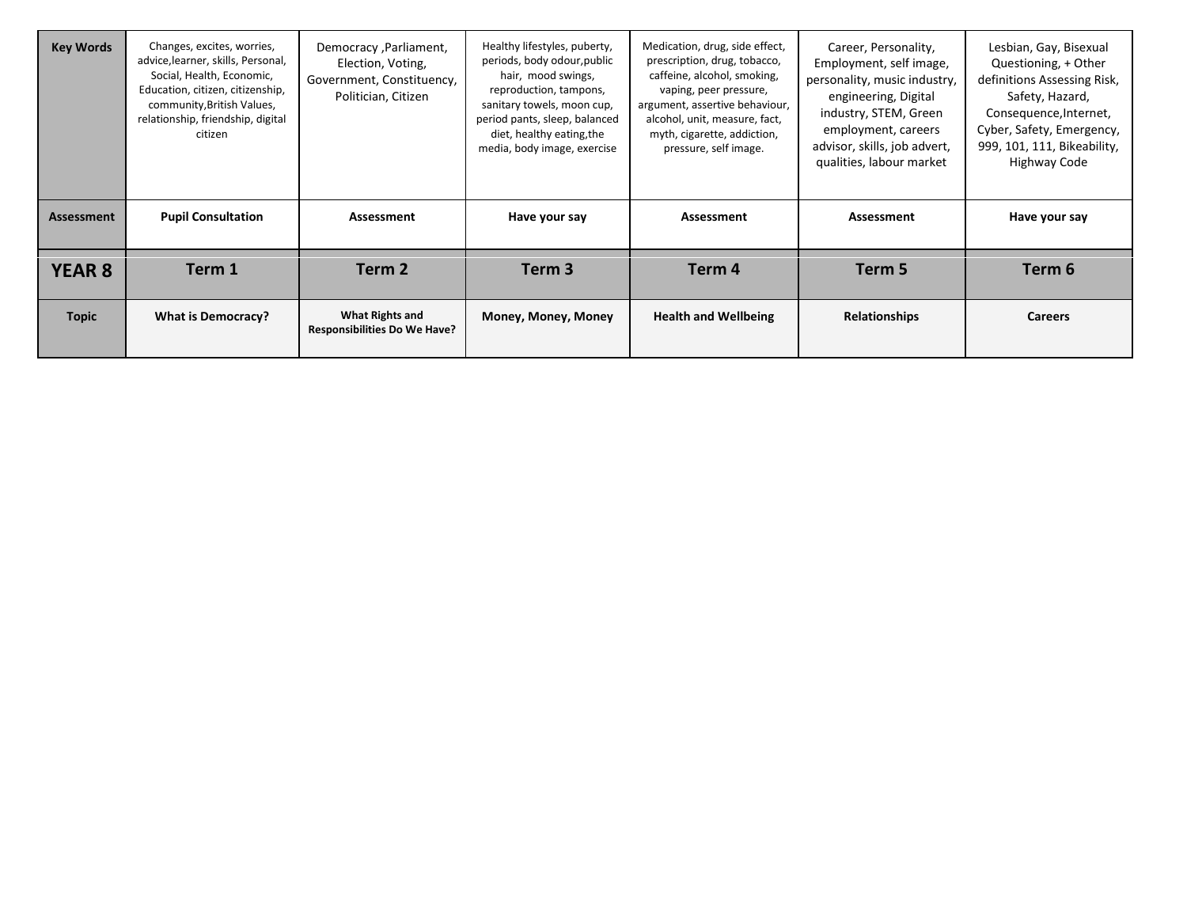| Key Words | Changes, excites, worries, advice,learner, skills, Personal, Social, Health, Economic, Education, citizen, citizenship, community,British Values, relationship, friendship, digital citizen | Democracy ,Parliament, Election, Voting, Government, Constituency, Politician, Citizen | Healthy lifestyles, puberty, periods, body odour,public hair, mood swings, reproduction, tampons, sanitary towels, moon cup, period pants, sleep, balanced diet, healthy eating,the media, body image, exercise | Medication, drug, side effect, prescription, drug, tobacco, caffeine, alcohol, smoking, vaping, peer pressure, argument, assertive behaviour, alcohol, unit, measure, fact, myth, cigarette, addiction, pressure, self image. | Career, Personality, Employment, self image, personality, music industry, engineering, Digital industry, STEM, Green employment, careers advisor, skills, job advert, qualities, labour market | Lesbian, Gay, Bisexual Questioning, + Other definitions Assessing Risk, Safety, Hazard, Consequence,Internet, Cyber, Safety, Emergency, 999, 101, 111, Bikeability, Highway Code |
|---|---|---|---|---|---|---|
| **Assessment** | **Pupil Consultation** | **Assessment** | **Have your say** | **Assessment** | **Assessment** | **Have your say** |

| YEAR 8 | Term 1 | Term 2 | Term 3 | Term 4 | Term 5 | Term 6 |
|---|---|---|---|---|---|---|
| **Topic** | **What is Democracy?** | **What Rights and Responsibilities Do We Have?** | **Money, Money, Money** | **Health and Wellbeing** | **Relationships** | **Careers** |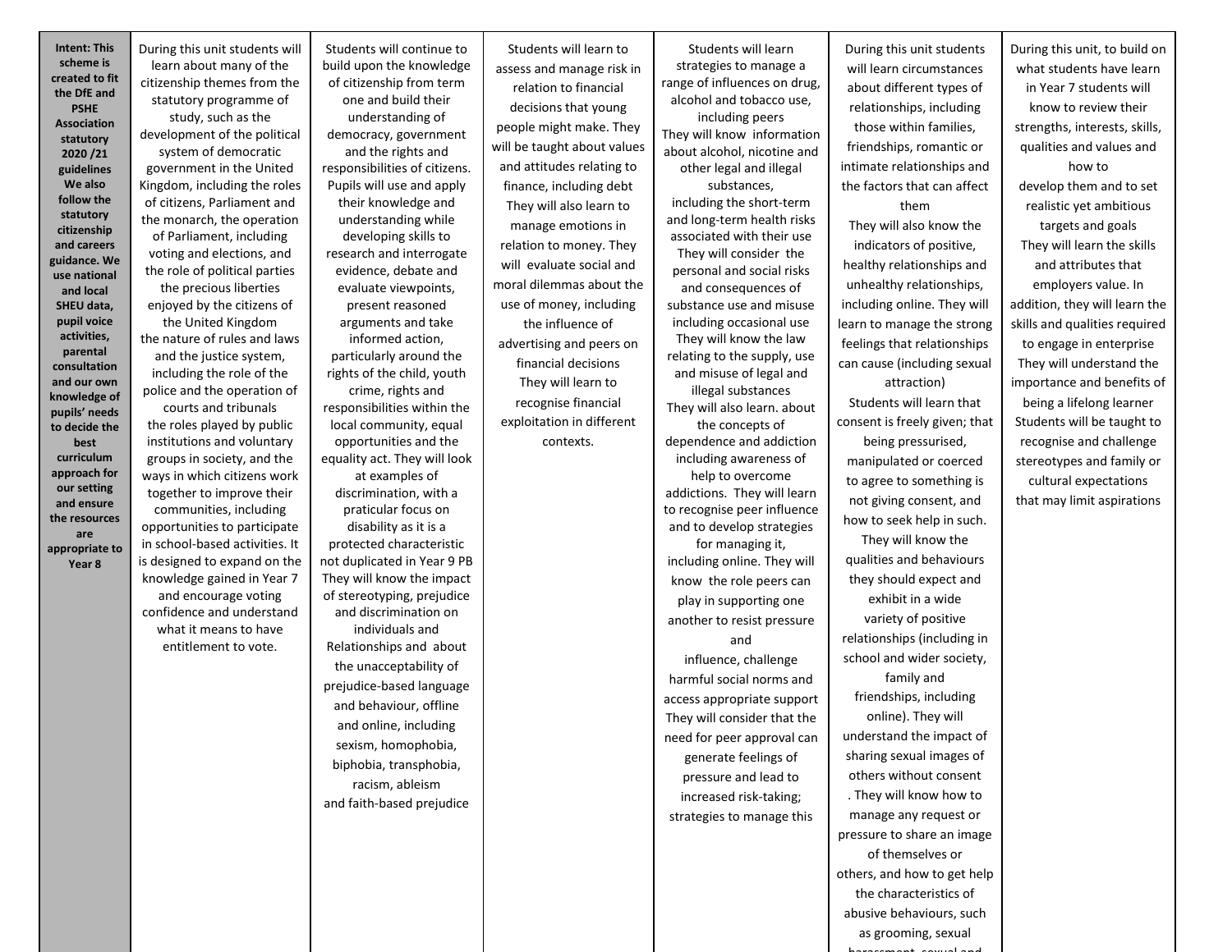| Intent: This scheme is created to fit the DfE and PSHE Association statutory 2020 /21 guidelines We also follow the statutory citizenship and careers guidance. We use national and local SHEU data, pupil voice activities, parental consultation and our own knowledge of pupils' needs to decide the best curriculum approach for our setting and ensure the resources are appropriate to Year 8 | During this unit students will learn about many of the citizenship themes from the statutory programme of study, such as the development of the political system of democratic government in the United Kingdom, including the roles of citizens, Parliament and the monarch, the operation of Parliament, including voting and elections, and the role of political parties the precious liberties enjoyed by the citizens of the United Kingdom the nature of rules and laws and the justice system, including the role of the police and the operation of courts and tribunals the roles played by public institutions and voluntary groups in society, and the ways in which citizens work together to improve their communities, including opportunities to participate in school-based activities. It is designed to expand on the knowledge gained in Year 7 and encourage voting confidence and understand what it means to have entitlement to vote. | Students will continue to build upon the knowledge of citizenship from term one and build their understanding of democracy, government and the rights and responsibilities of citizens. Pupils will use and apply their knowledge and understanding while developing skills to research and interrogate evidence, debate and evaluate viewpoints, present reasoned arguments and take informed action, particularly around the rights of the child, youth crime, rights and responsibilities within the local community, equal opportunities and the equality act. They will look at examples of discrimination, with a praticular focus on disability as it is a protected characteristic not duplicated in Year 9 PB They will know the impact of stereotyping, prejudice and discrimination on individuals and Relationships and about the unacceptability of prejudice-based language and behaviour, offline and online, including sexism, homophobia, biphobia, transphobia, racism, ableism and faith-based prejudice | Students will learn to assess and manage risk in relation to financial decisions that young people might make. They will be taught about values and attitudes relating to finance, including debt They will also learn to manage emotions in relation to money. They will evaluate social and moral dilemmas about the use of money, including the influence of advertising and peers on financial decisions They will learn to recognise financial exploitation in different contexts. | Students will learn strategies to manage a range of influences on drug, alcohol and tobacco use, including peers They will know information about alcohol, nicotine and other legal and illegal substances, including the short-term and long-term health risks associated with their use They will consider the personal and social risks and consequences of substance use and misuse including occasional use They will know the law relating to the supply, use and misuse of legal and illegal substances They will also learn. about the concepts of dependence and addiction including awareness of help to overcome addictions. They will learn to recognise peer influence and to develop strategies for managing it, including online. They will know the role peers can play in supporting one another to resist pressure and influence, challenge harmful social norms and access appropriate support They will consider that the need for peer approval can generate feelings of pressure and lead to increased risk-taking; strategies to manage this | During this unit students will learn circumstances about different types of relationships, including those within families, friendships, romantic or intimate relationships and the factors that can affect them They will also know the indicators of positive, healthy relationships and unhealthy relationships, including online. They will learn to manage the strong feelings that relationships can cause (including sexual attraction) Students will learn that consent is freely given; that being pressurised, manipulated or coerced to agree to something is not giving consent, and how to seek help in such. They will know the qualities and behaviours they should expect and exhibit in a wide variety of positive relationships (including in school and wider society, family and friendships, including online). They will understand the impact of sharing sexual images of others without consent . They will know how to manage any request or pressure to share an image of themselves or others, and how to get help the characteristics of abusive behaviours, such as grooming, sexual harassment, sexual and | During this unit, to build on what students have learn in Year 7 students will know to review their strengths, interests, skills, qualities and values and how to develop them and to set realistic yet ambitious targets and goals They will learn the skills and attributes that employers value. In addition, they will learn the skills and qualities required to engage in enterprise They will understand the importance and benefits of being a lifelong learner Students will be taught to recognise and challenge stereotypes and family or cultural expectations that may limit aspirations |
|---|---|---|---|---|---|---|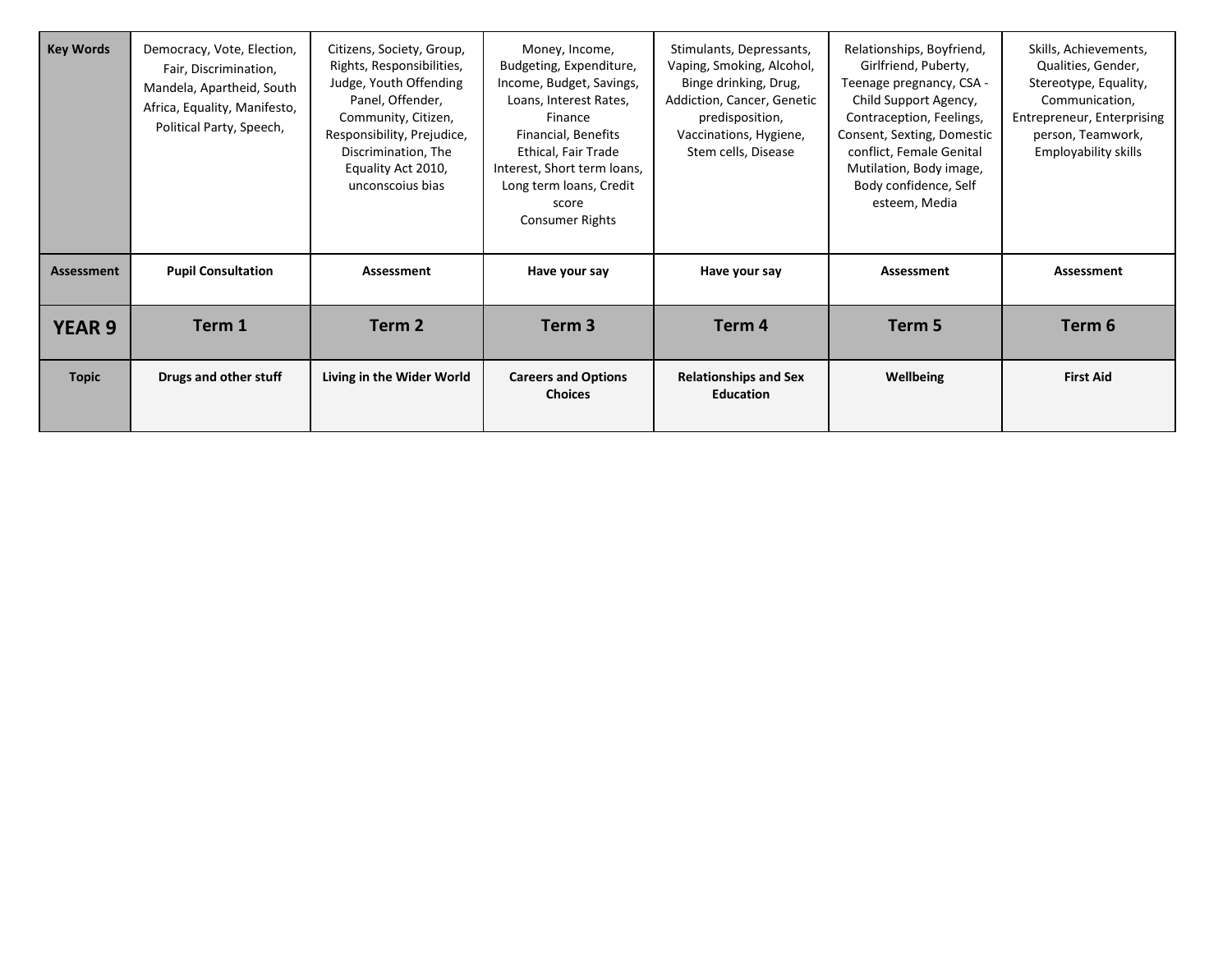| Key Words | Democracy, Vote, Election, Fair, Discrimination, Mandela, Apartheid, South Africa, Equality, Manifesto, Political Party, Speech, | Citizens, Society, Group, Rights, Responsibilities, Judge, Youth Offending Panel, Offender, Community, Citizen, Responsibility, Prejudice, Discrimination, The Equality Act 2010, unconscoius bias | Money, Income, Budgeting, Expenditure, Income, Budget, Savings, Loans, Interest Rates, Finance Financial, Benefits Ethical, Fair Trade Interest, Short term loans, Long term loans, Credit score Consumer Rights | Stimulants, Depressants, Vaping, Smoking, Alcohol, Binge drinking, Drug, Addiction, Cancer, Genetic predisposition, Vaccinations, Hygiene, Stem cells, Disease | Relationships, Boyfriend, Girlfriend, Puberty, Teenage pregnancy, CSA - Child Support Agency, Contraception, Feelings, Consent, Sexting, Domestic conflict, Female Genital Mutilation, Body image, Body confidence, Self esteem, Media | Skills, Achievements, Qualities, Gender, Stereotype, Equality, Communication, Entrepreneur, Enterprising person, Teamwork, Employability skills |
|---|---|---|---|---|---|---|
| **Assessment** | **Pupil Consultation** | **Assessment** | **Have your say** | **Have your say** | **Assessment** | **Assessment** |

| **YEAR 9** | **Term 1** | **Term 2** | **Term 3** | **Term 4** | **Term 5** | **Term 6** |
|---|---|---|---|---|---|---|
| **Topic** | **Drugs and other stuff** | **Living in the Wider World** | **Careers and Options Choices** | **Relationships and Sex Education** | **Wellbeing** | **First Aid** |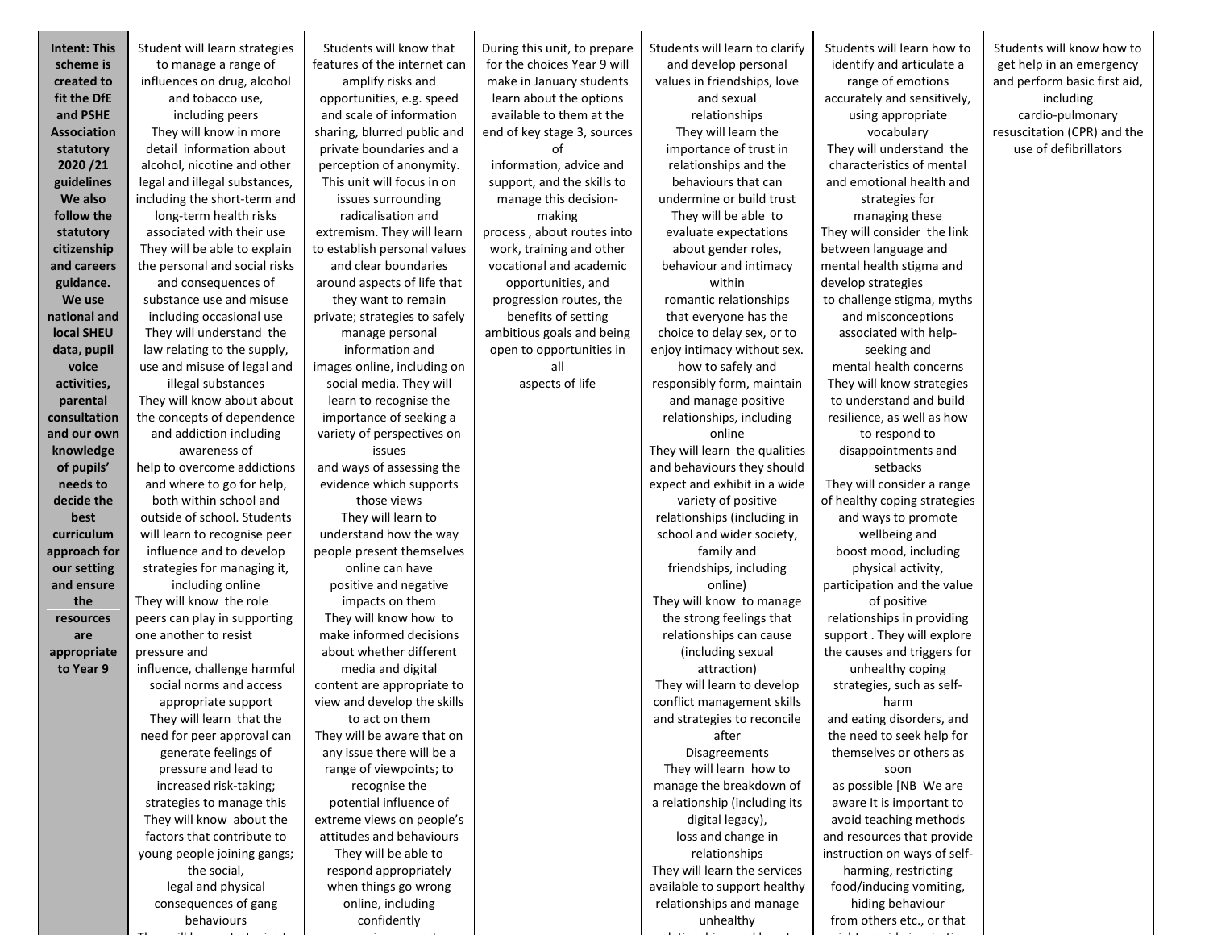| **Intent: This scheme is created to fit the DfE and PSHE Association statutory 2020 /21 guidelines We also follow the statutory citizenship and careers guidance. We use national and local SHEU data, pupil voice activities, parental consultation and our own knowledge of pupils' needs to decide the best curriculum approach for our setting and ensure the resources are appropriate to Year 9** | Student will learn strategies to manage a range of influences on drug, alcohol and tobacco use, including peers They will know in more detail information about alcohol, nicotine and other legal and illegal substances, including the short-term and long-term health risks associated with their use They will be able to explain the personal and social risks and consequences of substance use and misuse including occasional use They will understand the law relating to the supply, use and misuse of legal and illegal substances They will know about about the concepts of dependence and addiction including awareness of help to overcome addictions and where to go for help, both within school and outside of school. Students will learn to recognise peer influence and to develop strategies for managing it, including online They will know the role peers can play in supporting one another to resist pressure and influence, challenge harmful social norms and access appropriate support They will learn that the need for peer approval can generate feelings of pressure and lead to increased risk-taking; strategies to manage this They will know about the factors that contribute to young people joining gangs; the social, legal and physical consequences of gang behaviours | Students will know that features of the internet can amplify risks and opportunities, e.g. speed and scale of information sharing, blurred public and private boundaries and a perception of anonymity. This unit will focus in on issues surrounding radicalisation and extremism. They will learn to establish personal values and clear boundaries around aspects of life that they want to remain private; strategies to safely manage personal information and images online, including on social media. They will learn to recognise the importance of seeking a variety of perspectives on issues and ways of assessing the evidence which supports those views They will learn to understand how the way people present themselves online can have positive and negative impacts on them They will know how to make informed decisions about whether different media and digital content are appropriate to view and develop the skills to act on them They will be aware that on any issue there will be a range of viewpoints; to recognise the potential influence of extreme views on people's attitudes and behaviours They will be able to respond appropriately when things go wrong online, including confidently | During this unit, to prepare for the choices Year 9 will make in January students learn about the options available to them at the end of key stage 3, sources of information, advice and support, and the skills to manage this decision-making process , about routes into work, training and other vocational and academic opportunities, and progression routes, the benefits of setting ambitious goals and being open to opportunities in all aspects of life | Students will learn to clarify and develop personal values in friendships, love and sexual relationships They will learn the importance of trust in relationships and the behaviours that can undermine or build trust They will be able to evaluate expectations about gender roles, behaviour and intimacy within romantic relationships that everyone has the choice to delay sex, or to enjoy intimacy without sex. how to safely and responsibly form, maintain and manage positive relationships, including online They will learn the qualities and behaviours they should expect and exhibit in a wide variety of positive relationships (including in school and wider society, family and friendships, including online) They will know to manage the strong feelings that relationships can cause (including sexual attraction) They will learn to develop conflict management skills and strategies to reconcile after Disagreements They will learn how to manage the breakdown of a relationship (including its digital legacy), loss and change in relationships They will learn the services available to support healthy relationships and manage unhealthy | Students will learn how to identify and articulate a range of emotions accurately and sensitively, using appropriate vocabulary They will understand the characteristics of mental and emotional health and strategies for managing these They will consider the link between language and mental health stigma and develop strategies to challenge stigma, myths and misconceptions associated with help-seeking and mental health concerns They will know strategies to understand and build resilience, as well as how to respond to disappointments and setbacks They will consider a range of healthy coping strategies and ways to promote wellbeing and boost mood, including physical activity, participation and the value of positive relationships in providing support . They will explore the causes and triggers for unhealthy coping strategies, such as self-harm and eating disorders, and the need to seek help for themselves or others as soon as possible [NB We are aware It is important to avoid teaching methods and resources that provide instruction on ways of self-harming, restricting food/inducing vomiting, hiding behaviour from others etc., or that | Students will know how to get help in an emergency and perform basic first aid, including cardio-pulmonary resuscitation (CPR) and the use of defibrillators |
|---|---|---|---|---|---|---|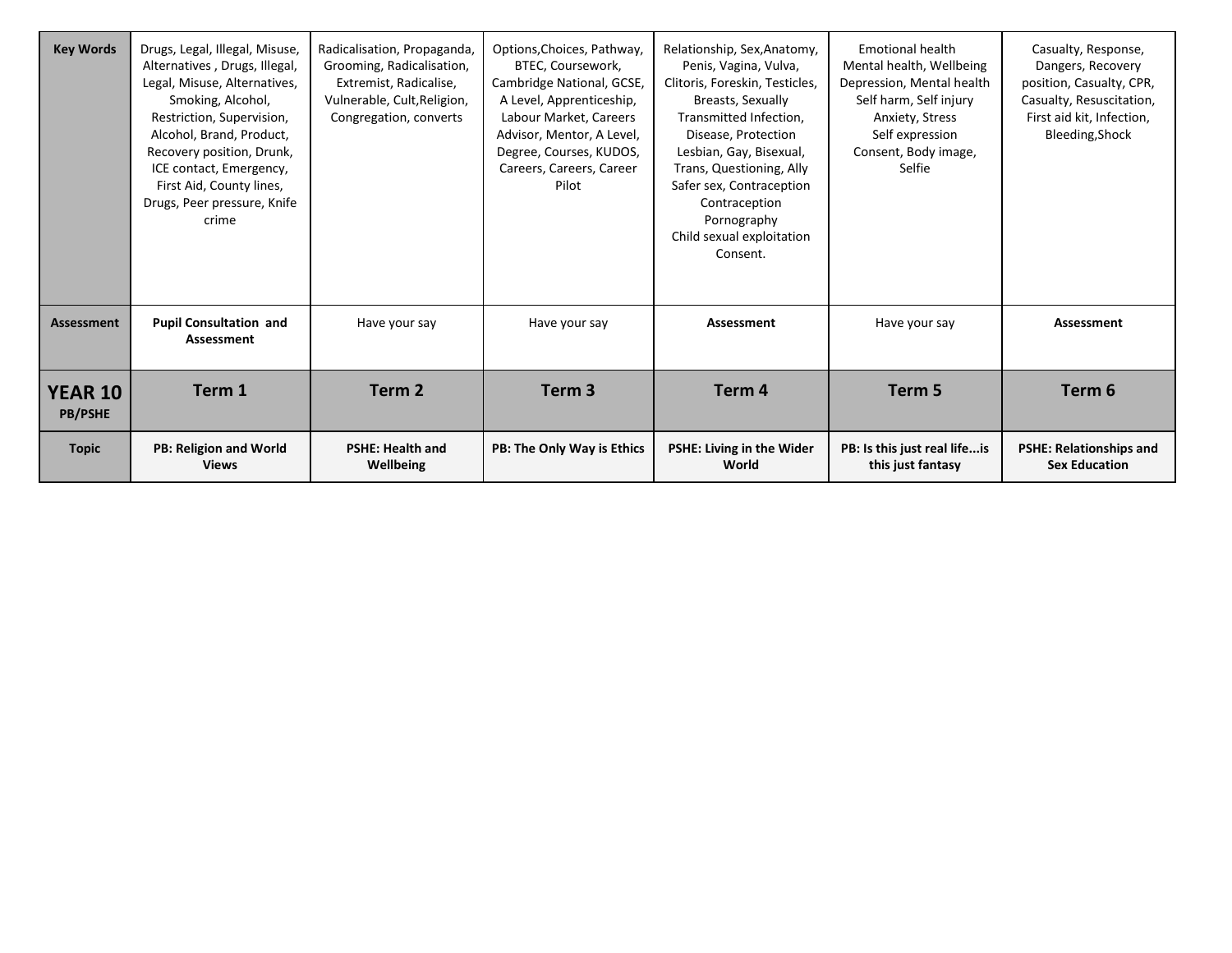| Key Words | Drugs, Legal, Illegal, Misuse, Alternatives , Drugs, Illegal, Legal, Misuse, Alternatives, Smoking, Alcohol, Restriction, Supervision, Alcohol, Brand, Product, Recovery position, Drunk, ICE contact, Emergency, First Aid, County lines, Drugs, Peer pressure, Knife crime | Radicalisation, Propaganda, Grooming, Radicalisation, Extremist, Radicalise, Vulnerable, Cult,Religion, Congregation, converts | Options,Choices, Pathway, BTEC, Coursework, Cambridge National, GCSE, A Level, Apprenticeship, Labour Market, Careers Advisor, Mentor, A Level, Degree, Courses, KUDOS, Careers, Careers, Career Pilot | Relationship, Sex,Anatomy, Penis, Vagina, Vulva, Clitoris, Foreskin, Testicles, Breasts, Sexually Transmitted Infection, Disease, Protection Lesbian, Gay, Bisexual, Trans, Questioning, Ally Safer sex, Contraception Contraception Pornography Child sexual exploitation Consent. | Emotional health Mental health, Wellbeing Depression, Mental health Self harm, Self injury Anxiety, Stress Self expression Consent, Body image, Selfie | Casualty, Response, Dangers, Recovery position, Casualty, CPR, Casualty, Resuscitation, First aid kit, Infection, Bleeding,Shock |
|---|---|---|---|---|---|---|
| **Assessment** | **Pupil Consultation and Assessment** | Have your say | Have your say | **Assessment** | Have your say | **Assessment** |
| **YEAR 10 PB/PSHE** | **Term 1** | **Term 2** | **Term 3** | **Term 4** | **Term 5** | **Term 6** |
| **Topic** | **PB: Religion and World Views** | **PSHE: Health and Wellbeing** | **PB: The Only Way is Ethics** | **PSHE: Living in the Wider World** | **PB: Is this just real life...is this just fantasy** | **PSHE: Relationships and Sex Education** |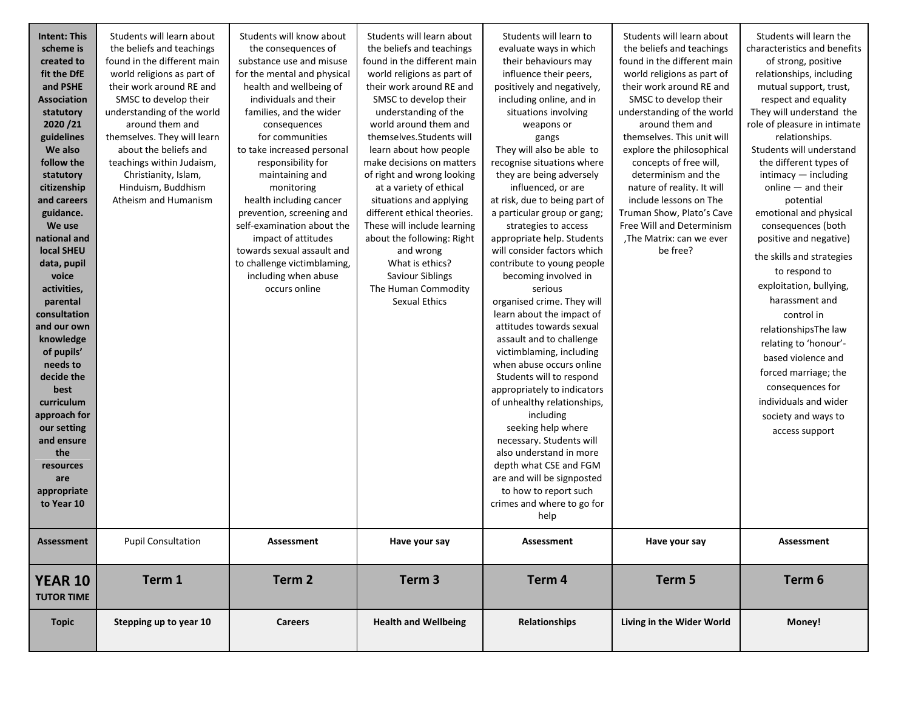| | | | | | | |
|---|---|---|---|---|---|---|
| **Intent: This scheme is created to fit the DfE and PSHE Association statutory 2020 /21 guidelines We also follow the statutory citizenship and careers guidance. We use national and local SHEU data, pupil voice activities, parental consultation and our own knowledge of pupils' needs to decide the best curriculum approach for our setting and ensure the resources are appropriate to Year 10** | Students will learn about the beliefs and teachings found in the different main world religions as part of their work around RE and SMSC to develop their understanding of the world around them and themselves. They will learn about the beliefs and teachings within Judaism, Christianity, Islam, Hinduism, Buddhism Atheism and Humanism | Students will know about the consequences of substance use and misuse for the mental and physical health and wellbeing of individuals and their families, and the wider consequences for communities to take increased personal responsibility for maintaining and monitoring health including cancer prevention, screening and self-examination about the impact of attitudes towards sexual assault and to challenge victimblaming, including when abuse occurs online | Students will learn about the beliefs and teachings found in the different main world religions as part of their work around RE and SMSC to develop their understanding of the world around them and themselves.Students will learn about how people make decisions on matters of right and wrong looking at a variety of ethical situations and applying different ethical theories. These will include learning about the following: Right and wrong<br>What is ethics?<br>Saviour Siblings<br>The Human Commodity<br>Sexual Ethics | Students will learn to evaluate ways in which their behaviours may influence their peers, positively and negatively, including online, and in situations involving weapons or gangs<br>They will also be able to recognise situations where they are being adversely influenced, or are at risk, due to being part of a particular group or gang; strategies to access appropriate help. Students will consider factors which contribute to young people becoming involved in serious organised crime. They will learn about the impact of attitudes towards sexual assault and to challenge victimblaming, including when abuse occurs online Students will to respond appropriately to indicators of unhealthy relationships, including seeking help where necessary. Students will also understand in more depth what CSE and FGM are and will be signposted to how to report such crimes and where to go for help | Students will learn about the beliefs and teachings found in the different main world religions as part of their work around RE and SMSC to develop their understanding of the world around them and themselves. This unit will explore the philosophical concepts of free will, determinism and the nature of reality. It will include lessons on The Truman Show, Plato's Cave Free Will and Determinism ,The Matrix: can we ever be free? | Students will learn the characteristics and benefits of strong, positive relationships, including mutual support, trust, respect and equality They will understand the role of pleasure in intimate relationships.<br>Students will understand the different types of intimacy — including online — and their potential emotional and physical consequences (both positive and negative)<br>the skills and strategies to respond to exploitation, bullying, harassment and control in relationshipsThe law relating to 'honour'-based violence and forced marriage; the consequences for individuals and wider society and ways to access support |
| **Assessment** | Pupil Consultation | **Assessment** | **Have your say** | **Assessment** | **Have your say** | **Assessment** |
| **YEAR 10 TUTOR TIME** | **Term 1** | **Term 2** | **Term 3** | **Term 4** | **Term 5** | **Term 6** |
| **Topic** | **Stepping up to year 10** | **Careers** | **Health and Wellbeing** | **Relationships** | **Living in the Wider World** | **Money!** |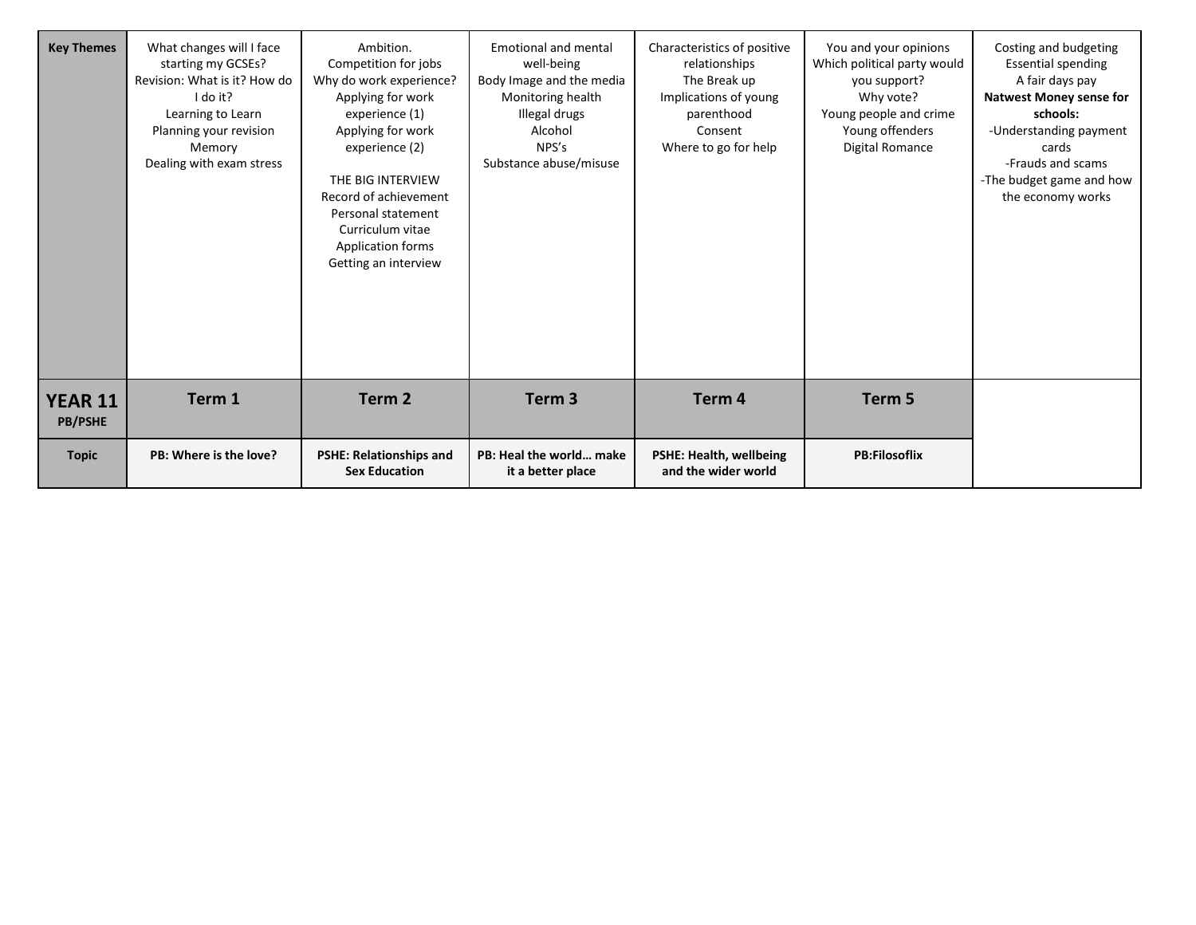| Key Themes | What changes will I face starting my GCSEs?<br>Revision: What is it? How do I do it?<br>Learning to Learn<br>Planning your revision<br>Memory<br>Dealing with exam stress | Ambition.<br>Competition for jobs<br>Why do work experience?<br>Applying for work experience (1)<br>Applying for work experience (2)<br><br>THE BIG INTERVIEW<br>Record of achievement<br>Personal statement<br>Curriculum vitae<br>Application forms<br>Getting an interview | Emotional and mental well-being<br>Body Image and the media<br>Monitoring health<br>Illegal drugs<br>Alcohol<br>NPS's<br>Substance abuse/misuse | Characteristics of positive relationships<br>The Break up<br>Implications of young parenthood<br>Consent<br>Where to go for help | You and your opinions<br>Which political party would you support?<br>Why vote?<br>Young people and crime<br>Young offenders<br>Digital Romance | Costing and budgeting<br>Essential spending<br>A fair days pay<br>**Natwest Money sense for schools:**<br>-Understanding payment cards<br>-Frauds and scams<br>-The budget game and how the economy works |
|---|---|---|---|---|---|---|
| **YEAR 11**<br>**PB/PSHE** | **Term 1** | **Term 2** | **Term 3** | **Term 4** | **Term 5** | |
| **Topic** | **PB: Where is the love?** | **PSHE: Relationships and Sex Education** | **PB: Heal the world… make it a better place** | **PSHE: Health, wellbeing and the wider world** | **PB:Filosoflix** | |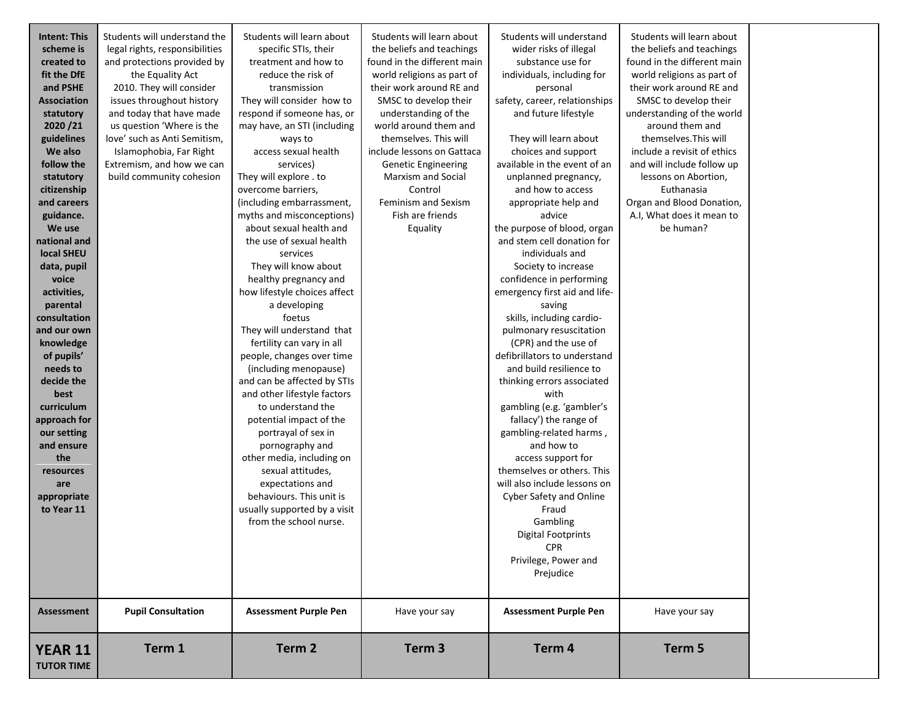| | | | | | | |
|---|---|---|---|---|---|---|
| **Intent: This scheme is created to fit the DfE and PSHE Association statutory 2020 /21 guidelines We also follow the statutory citizenship and careers guidance. We use national and local SHEU data, pupil voice activities, parental consultation and our own knowledge of pupils' needs to decide the best curriculum approach for our setting and ensure the resources are appropriate to Year 11** | Students will understand the legal rights, responsibilities and protections provided by the Equality Act 2010. They will consider issues throughout history and today that have made us question 'Where is the love' such as Anti Semitism, Islamophobia, Far Right Extremism, and how we can build community cohesion | Students will learn about specific STIs, their treatment and how to reduce the risk of transmission They will consider how to respond if someone has, or may have, an STI (including ways to access sexual health services) They will explore . to overcome barriers, (including embarrassment, myths and misconceptions) about sexual health and the use of sexual health services They will know about healthy pregnancy and how lifestyle choices affect a developing foetus They will understand that fertility can vary in all people, changes over time (including menopause) and can be affected by STIs and other lifestyle factors to understand the potential impact of the portrayal of sex in pornography and other media, including on sexual attitudes, expectations and behaviours. This unit is usually supported by a visit from the school nurse. | Students will learn about the beliefs and teachings found in the different main world religions as part of their work around RE and SMSC to develop their understanding of the world around them and themselves. This will include lessons on Gattaca Genetic Engineering Marxism and Social Control Feminism and Sexism Fish are friends Equality | Students will understand wider risks of illegal substance use for individuals, including for personal safety, career, relationships and future lifestyle They will learn about choices and support available in the event of an unplanned pregnancy, and how to access appropriate help and advice the purpose of blood, organ and stem cell donation for individuals and Society to increase confidence in performing emergency first aid and life-saving skills, including cardio-pulmonary resuscitation (CPR) and the use of defibrillators to understand and build resilience to thinking errors associated with gambling (e.g. 'gambler's fallacy') the range of gambling-related harms , and how to access support for themselves or others. This will also include lessons on Cyber Safety and Online Fraud Gambling Digital Footprints CPR Privilege, Power and Prejudice | Students will learn about the beliefs and teachings found in the different main world religions as part of their work around RE and SMSC to develop their understanding of the world around them and themselves.This will include a revisit of ethics and will include follow up lessons on Abortion, Euthanasia Organ and Blood Donation, A.I, What does it mean to be human? | |
| **Assessment** | **Pupil Consultation** | **Assessment Purple Pen** | Have your say | **Assessment Purple Pen** | Have your say | |
| **YEAR 11** **TUTOR TIME** | **Term 1** | **Term 2** | **Term 3** | **Term 4** | **Term 5** | |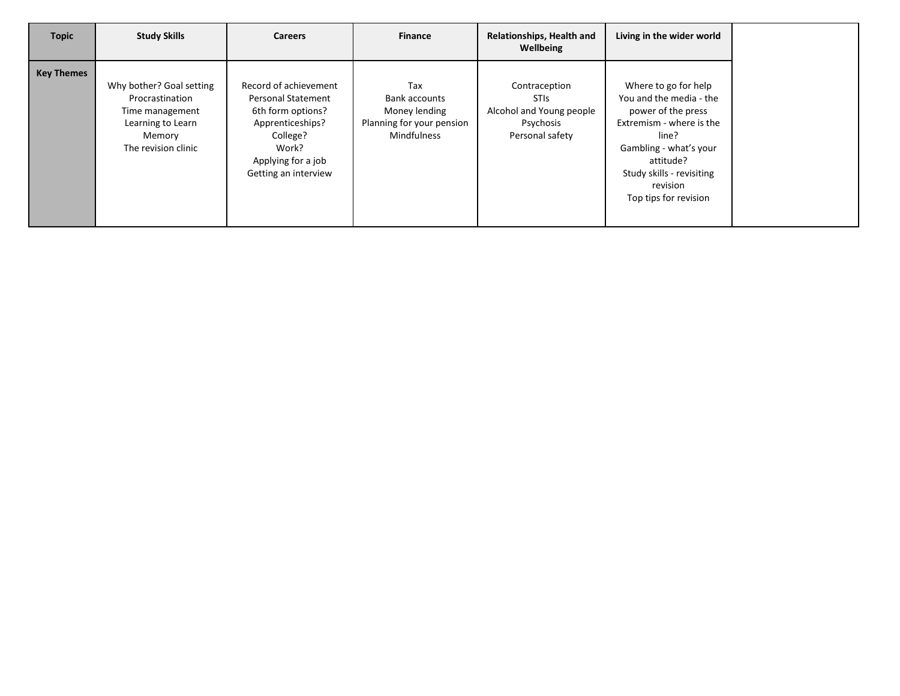| Topic | Study Skills | Careers | Finance | Relationships, Health and Wellbeing | Living in the wider world | |
|---|---|---|---|---|---|---|
| Key Themes | Why bother? Goal setting<br>Procrastination<br>Time management<br>Learning to Learn<br>Memory<br>The revision clinic | Record of achievement<br>Personal Statement<br>6th form options?<br>Apprenticeships?<br>College?<br>Work?<br>Applying for a job<br>Getting an interview | Tax<br>Bank accounts<br>Money lending<br>Planning for your pension<br>Mindfulness | Contraception<br>STIs<br>Alcohol and Young people<br>Psychosis<br>Personal safety | Where to go for help<br>You and the media - the power of the press<br>Extremism - where is the line?<br>Gambling - what's your attitude?<br>Study skills - revisiting revision<br>Top tips for revision | |